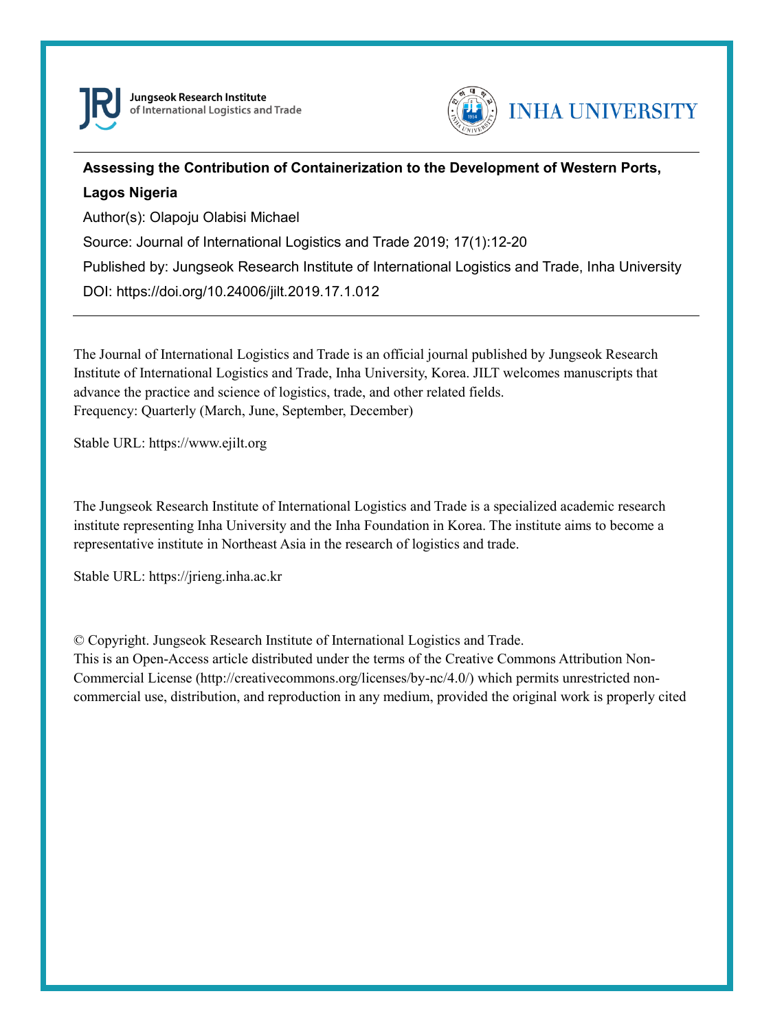Jungseok Research Institute
of International Logistics and Trade

INHA UNIVERSITY

---

**Assessing the Contribution of Containerization to the Development of Western Ports, Lagos Nigeria**

Author(s): Olapoju Olabisi Michael

Source: Journal of International Logistics and Trade 2019; 17(1):12-20

Published by: Jungseok Research Institute of International Logistics and Trade, Inha University

DOI: https://doi.org/10.24006/jilt.2019.17.1.012

---

The Journal of International Logistics and Trade is an official journal published by Jungseok Research Institute of International Logistics and Trade, Inha University, Korea. JILT welcomes manuscripts that advance the practice and science of logistics, trade, and other related fields.
Frequency: Quarterly (March, June, September, December)

Stable URL: https://www.ejilt.org

The Jungseok Research Institute of International Logistics and Trade is a specialized academic research institute representing Inha University and the Inha Foundation in Korea. The institute aims to become a representative institute in Northeast Asia in the research of logistics and trade.

Stable URL: https://jrieng.inha.ac.kr

© Copyright. Jungseok Research Institute of International Logistics and Trade.
This is an Open-Access article distributed under the terms of the Creative Commons Attribution Non-Commercial License (http://creativecommons.org/licenses/by-nc/4.0/) which permits unrestricted non-commercial use, distribution, and reproduction in any medium, provided the original work is properly cited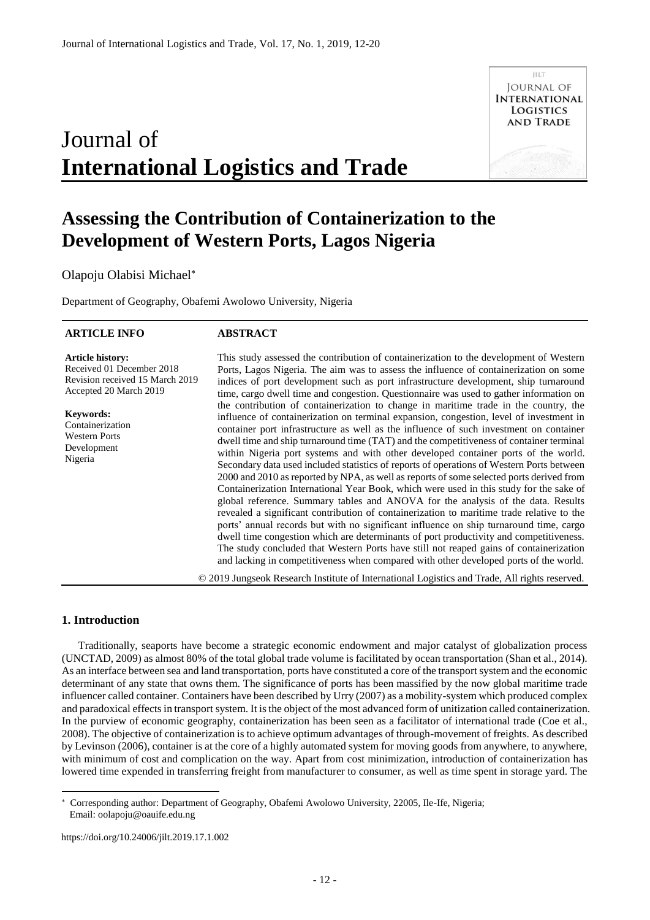# Journal of **International Logistics and Trade**

# Assessing the Contribution of Containerization to the Development of Western Ports, Lagos Nigeria

Olapoju Olabisi Michael*

Department of Geography, Obafemi Awolowo University, Nigeria

**ARTICLE INFO**

**Article history:**
Received 01 December 2018
Revision received 15 March 2019
Accepted 20 March 2019

**Keywords:**
Containerization
Western Ports
Development
Nigeria

**ABSTRACT**

This study assessed the contribution of containerization to the development of Western Ports, Lagos Nigeria. The aim was to assess the influence of containerization on some indices of port development such as port infrastructure development, ship turnaround time, cargo dwell time and congestion. Questionnaire was used to gather information on the contribution of containerization to change in maritime trade in the country, the influence of containerization on terminal expansion, congestion, level of investment in container port infrastructure as well as the influence of such investment on container dwell time and ship turnaround time (TAT) and the competitiveness of container terminal within Nigeria port systems and with other developed container ports of the world. Secondary data used included statistics of reports of operations of Western Ports between 2000 and 2010 as reported by NPA, as well as reports of some selected ports derived from Containerization International Year Book, which were used in this study for the sake of global reference. Summary tables and ANOVA for the analysis of the data. Results revealed a significant contribution of containerization to maritime trade relative to the ports' annual records but with no significant influence on ship turnaround time, cargo dwell time congestion which are determinants of port productivity and competitiveness. The study concluded that Western Ports have still not reaped gains of containerization and lacking in competitiveness when compared with other developed ports of the world.

© 2019 Jungseok Research Institute of International Logistics and Trade, All rights reserved.

## 1. Introduction

Traditionally, seaports have become a strategic economic endowment and major catalyst of globalization process (UNCTAD, 2009) as almost 80% of the total global trade volume is facilitated by ocean transportation (Shan et al., 2014). As an interface between sea and land transportation, ports have constituted a core of the transport system and the economic determinant of any state that owns them. The significance of ports has been massified by the now global maritime trade influencer called container. Containers have been described by Urry (2007) as a mobility-system which produced complex and paradoxical effects in transport system. It is the object of the most advanced form of unitization called containerization. In the purview of economic geography, containerization has been seen as a facilitator of international trade (Coe et al., 2008). The objective of containerization is to achieve optimum advantages of through-movement of freights. As described by Levinson (2006), container is at the core of a highly automated system for moving goods from anywhere, to anywhere, with minimum of cost and complication on the way. Apart from cost minimization, introduction of containerization has lowered time expended in transferring freight from manufacturer to consumer, as well as time spent in storage yard. The

---

* Corresponding author: Department of Geography, Obafemi Awolowo University, 22005, Ile-Ife, Nigeria;
Email: oolapoju@oauife.edu.ng

https://doi.org/10.24006/jilt.2019.17.1.002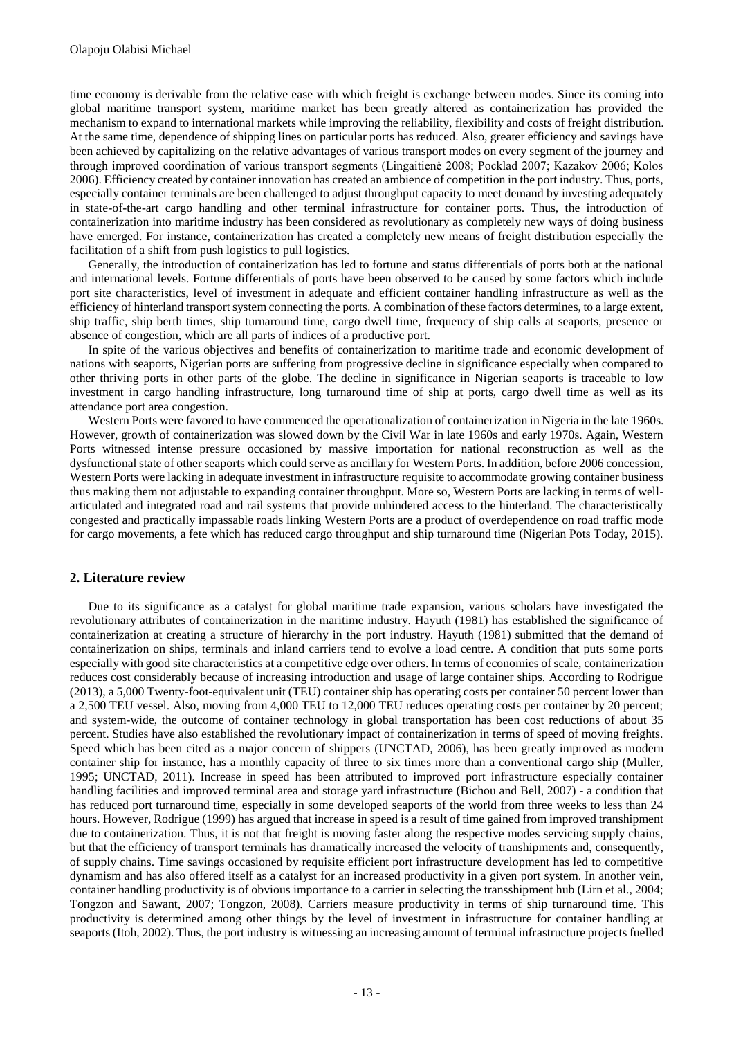time economy is derivable from the relative ease with which freight is exchange between modes. Since its coming into global maritime transport system, maritime market has been greatly altered as containerization has provided the mechanism to expand to international markets while improving the reliability, flexibility and costs of freight distribution. At the same time, dependence of shipping lines on particular ports has reduced. Also, greater efficiency and savings have been achieved by capitalizing on the relative advantages of various transport modes on every segment of the journey and through improved coordination of various transport segments (Lingaitienė 2008; Pocklad 2007; Kazakov 2006; Kolos 2006). Efficiency created by container innovation has created an ambience of competition in the port industry. Thus, ports, especially container terminals are been challenged to adjust throughput capacity to meet demand by investing adequately in state-of-the-art cargo handling and other terminal infrastructure for container ports. Thus, the introduction of containerization into maritime industry has been considered as revolutionary as completely new ways of doing business have emerged. For instance, containerization has created a completely new means of freight distribution especially the facilitation of a shift from push logistics to pull logistics.

Generally, the introduction of containerization has led to fortune and status differentials of ports both at the national and international levels. Fortune differentials of ports have been observed to be caused by some factors which include port site characteristics, level of investment in adequate and efficient container handling infrastructure as well as the efficiency of hinterland transport system connecting the ports. A combination of these factors determines, to a large extent, ship traffic, ship berth times, ship turnaround time, cargo dwell time, frequency of ship calls at seaports, presence or absence of congestion, which are all parts of indices of a productive port.

In spite of the various objectives and benefits of containerization to maritime trade and economic development of nations with seaports, Nigerian ports are suffering from progressive decline in significance especially when compared to other thriving ports in other parts of the globe. The decline in significance in Nigerian seaports is traceable to low investment in cargo handling infrastructure, long turnaround time of ship at ports, cargo dwell time as well as its attendance port area congestion.

Western Ports were favored to have commenced the operationalization of containerization in Nigeria in the late 1960s. However, growth of containerization was slowed down by the Civil War in late 1960s and early 1970s. Again, Western Ports witnessed intense pressure occasioned by massive importation for national reconstruction as well as the dysfunctional state of other seaports which could serve as ancillary for Western Ports. In addition, before 2006 concession, Western Ports were lacking in adequate investment in infrastructure requisite to accommodate growing container business thus making them not adjustable to expanding container throughput. More so, Western Ports are lacking in terms of well-articulated and integrated road and rail systems that provide unhindered access to the hinterland. The characteristically congested and practically impassable roads linking Western Ports are a product of overdependence on road traffic mode for cargo movements, a fete which has reduced cargo throughput and ship turnaround time (Nigerian Pots Today, 2015).

## 2. Literature review

Due to its significance as a catalyst for global maritime trade expansion, various scholars have investigated the revolutionary attributes of containerization in the maritime industry. Hayuth (1981) has established the significance of containerization at creating a structure of hierarchy in the port industry. Hayuth (1981) submitted that the demand of containerization on ships, terminals and inland carriers tend to evolve a load centre. A condition that puts some ports especially with good site characteristics at a competitive edge over others. In terms of economies of scale, containerization reduces cost considerably because of increasing introduction and usage of large container ships. According to Rodrigue (2013), a 5,000 Twenty-foot-equivalent unit (TEU) container ship has operating costs per container 50 percent lower than a 2,500 TEU vessel. Also, moving from 4,000 TEU to 12,000 TEU reduces operating costs per container by 20 percent; and system-wide, the outcome of container technology in global transportation has been cost reductions of about 35 percent. Studies have also established the revolutionary impact of containerization in terms of speed of moving freights. Speed which has been cited as a major concern of shippers (UNCTAD, 2006), has been greatly improved as modern container ship for instance, has a monthly capacity of three to six times more than a conventional cargo ship (Muller, 1995; UNCTAD, 2011). Increase in speed has been attributed to improved port infrastructure especially container handling facilities and improved terminal area and storage yard infrastructure (Bichou and Bell, 2007) - a condition that has reduced port turnaround time, especially in some developed seaports of the world from three weeks to less than 24 hours. However, Rodrigue (1999) has argued that increase in speed is a result of time gained from improved transhipment due to containerization. Thus, it is not that freight is moving faster along the respective modes servicing supply chains, but that the efficiency of transport terminals has dramatically increased the velocity of transhipments and, consequently, of supply chains. Time savings occasioned by requisite efficient port infrastructure development has led to competitive dynamism and has also offered itself as a catalyst for an increased productivity in a given port system. In another vein, container handling productivity is of obvious importance to a carrier in selecting the transshipment hub (Lirn et al., 2004; Tongzon and Sawant, 2007; Tongzon, 2008). Carriers measure productivity in terms of ship turnaround time. This productivity is determined among other things by the level of investment in infrastructure for container handling at seaports (Itoh, 2002). Thus, the port industry is witnessing an increasing amount of terminal infrastructure projects fuelled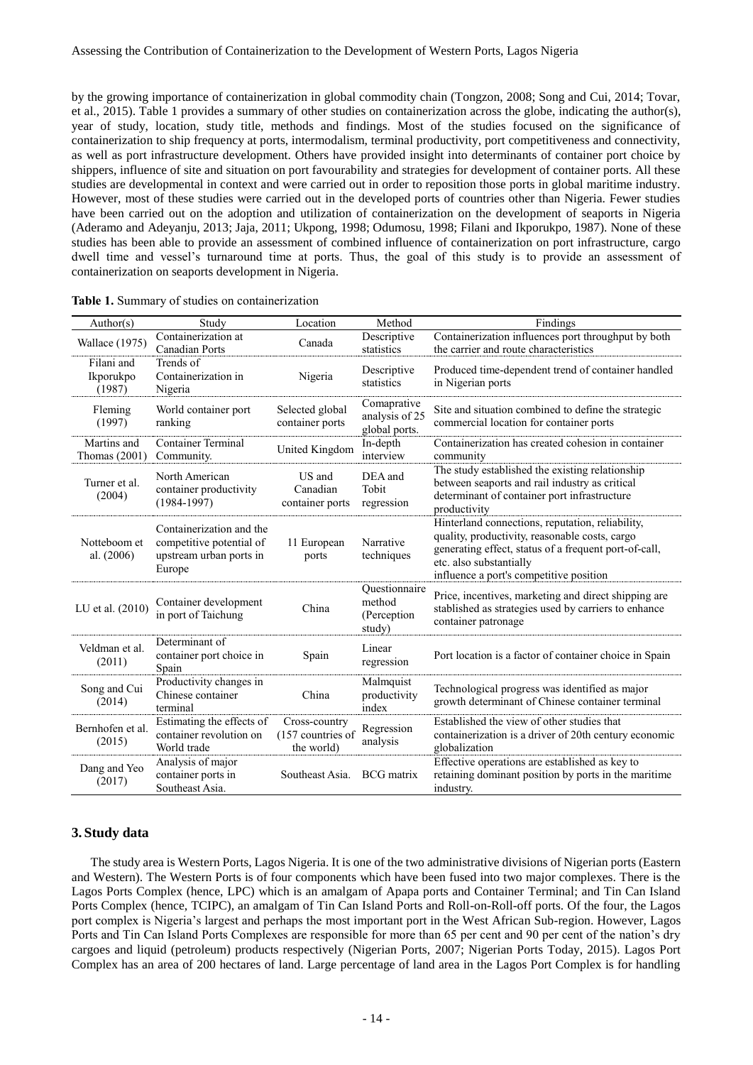by the growing importance of containerization in global commodity chain (Tongzon, 2008; Song and Cui, 2014; Tovar, et al., 2015). Table 1 provides a summary of other studies on containerization across the globe, indicating the author(s), year of study, location, study title, methods and findings. Most of the studies focused on the significance of containerization to ship frequency at ports, intermodalism, terminal productivity, port competitiveness and connectivity, as well as port infrastructure development. Others have provided insight into determinants of container port choice by shippers, influence of site and situation on port favourability and strategies for development of container ports. All these studies are developmental in context and were carried out in order to reposition those ports in global maritime industry. However, most of these studies were carried out in the developed ports of countries other than Nigeria. Fewer studies have been carried out on the adoption and utilization of containerization on the development of seaports in Nigeria (Aderamo and Adeyanju, 2013; Jaja, 2011; Ukpong, 1998; Odumosu, 1998; Filani and Ikporukpo, 1987). None of these studies has been able to provide an assessment of combined influence of containerization on port infrastructure, cargo dwell time and vessel's turnaround time at ports. Thus, the goal of this study is to provide an assessment of containerization on seaports development in Nigeria.

**Table 1.** Summary of studies on containerization

| Author(s) | Study | Location | Method | Findings |
|---|---|---|---|---|
| Wallace (1975) | Containerization at Canadian Ports | Canada | Descriptive statistics | Containerization influences port throughput by both the carrier and route characteristics |
| Filani and Ikporukpo (1987) | Trends of Containerization in Nigeria | Nigeria | Descriptive statistics | Produced time-dependent trend of container handled in Nigerian ports |
| Fleming (1997) | World container port ranking | Selected global container ports | Comaprative analysis of 25 global ports. | Site and situation combined to define the strategic commercial location for container ports |
| Martins and Thomas (2001) | Container Terminal Community. | United Kingdom | In-depth interview | Containerization has created cohesion in container community |
| Turner et al. (2004) | North American container productivity (1984-1997) | US and Canadian container ports | DEA and Tobit regression | The study established the existing relationship between seaports and rail industry as critical determinant of container port infrastructure productivity |
| Notteboom et al. (2006) | Containerization and the competitive potential of upstream urban ports in Europe | 11 European ports | Narrative techniques | Hinterland connections, reputation, reliability, quality, productivity, reasonable costs, cargo generating effect, status of a frequent port-of-call, etc. also substantially influence a port's competitive position |
| LU et al. (2010) | Container development in port of Taichung | China | Questionnaire method (Perception study) | Price, incentives, marketing and direct shipping are stablished as strategies used by carriers to enhance container patronage |
| Veldman et al. (2011) | Determinant of container port choice in Spain | Spain | Linear regression | Port location is a factor of container choice in Spain |
| Song and Cui (2014) | Productivity changes in Chinese container terminal | China | Malmquist productivity index | Technological progress was identified as major growth determinant of Chinese container terminal |
| Bernhofen et al. (2015) | Estimating the effects of container revolution on World trade | Cross-country (157 countries of the world) | Regression analysis | Established the view of other studies that containerization is a driver of 20th century economic globalization |
| Dang and Yeo (2017) | Analysis of major container ports in Southeast Asia. | Southeast Asia. | BCG matrix | Effective operations are established as key to retaining dominant position by ports in the maritime industry. |

## 3. Study data

The study area is Western Ports, Lagos Nigeria. It is one of the two administrative divisions of Nigerian ports (Eastern and Western). The Western Ports is of four components which have been fused into two major complexes. There is the Lagos Ports Complex (hence, LPC) which is an amalgam of Apapa ports and Container Terminal; and Tin Can Island Ports Complex (hence, TCIPC), an amalgam of Tin Can Island Ports and Roll-on-Roll-off ports. Of the four, the Lagos port complex is Nigeria's largest and perhaps the most important port in the West African Sub-region. However, Lagos Ports and Tin Can Island Ports Complexes are responsible for more than 65 per cent and 90 per cent of the nation's dry cargoes and liquid (petroleum) products respectively (Nigerian Ports, 2007; Nigerian Ports Today, 2015). Lagos Port Complex has an area of 200 hectares of land. Large percentage of land area in the Lagos Port Complex is for handling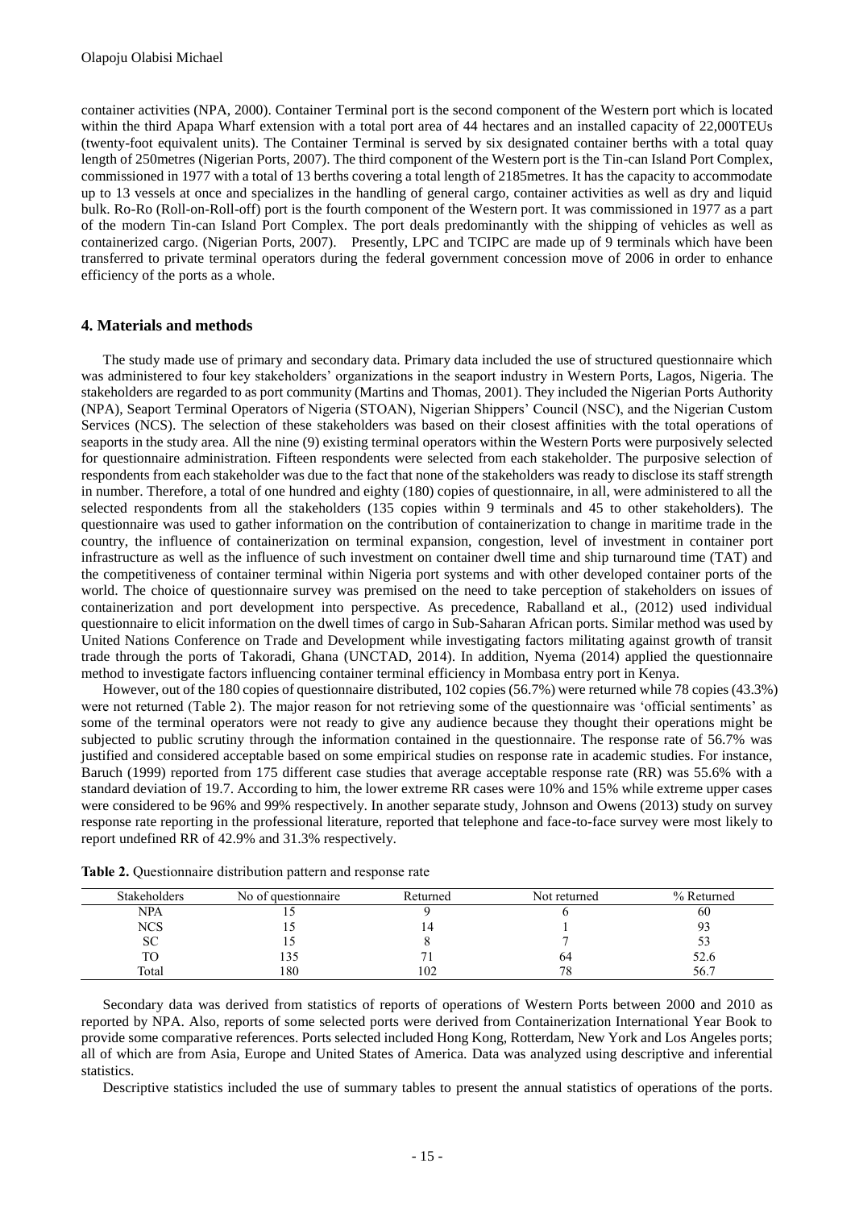container activities (NPA, 2000). Container Terminal port is the second component of the Western port which is located within the third Apapa Wharf extension with a total port area of 44 hectares and an installed capacity of 22,000TEUs (twenty-foot equivalent units). The Container Terminal is served by six designated container berths with a total quay length of 250metres (Nigerian Ports, 2007). The third component of the Western port is the Tin-can Island Port Complex, commissioned in 1977 with a total of 13 berths covering a total length of 2185metres. It has the capacity to accommodate up to 13 vessels at once and specializes in the handling of general cargo, container activities as well as dry and liquid bulk. Ro-Ro (Roll-on-Roll-off) port is the fourth component of the Western port. It was commissioned in 1977 as a part of the modern Tin-can Island Port Complex. The port deals predominantly with the shipping of vehicles as well as containerized cargo. (Nigerian Ports, 2007). Presently, LPC and TCIPC are made up of 9 terminals which have been transferred to private terminal operators during the federal government concession move of 2006 in order to enhance efficiency of the ports as a whole.

## 4. Materials and methods

The study made use of primary and secondary data. Primary data included the use of structured questionnaire which was administered to four key stakeholders' organizations in the seaport industry in Western Ports, Lagos, Nigeria. The stakeholders are regarded to as port community (Martins and Thomas, 2001). They included the Nigerian Ports Authority (NPA), Seaport Terminal Operators of Nigeria (STOAN), Nigerian Shippers' Council (NSC), and the Nigerian Custom Services (NCS). The selection of these stakeholders was based on their closest affinities with the total operations of seaports in the study area. All the nine (9) existing terminal operators within the Western Ports were purposively selected for questionnaire administration. Fifteen respondents were selected from each stakeholder. The purposive selection of respondents from each stakeholder was due to the fact that none of the stakeholders was ready to disclose its staff strength in number. Therefore, a total of one hundred and eighty (180) copies of questionnaire, in all, were administered to all the selected respondents from all the stakeholders (135 copies within 9 terminals and 45 to other stakeholders). The questionnaire was used to gather information on the contribution of containerization to change in maritime trade in the country, the influence of containerization on terminal expansion, congestion, level of investment in container port infrastructure as well as the influence of such investment on container dwell time and ship turnaround time (TAT) and the competitiveness of container terminal within Nigeria port systems and with other developed container ports of the world. The choice of questionnaire survey was premised on the need to take perception of stakeholders on issues of containerization and port development into perspective. As precedence, Raballand et al., (2012) used individual questionnaire to elicit information on the dwell times of cargo in Sub-Saharan African ports. Similar method was used by United Nations Conference on Trade and Development while investigating factors militating against growth of transit trade through the ports of Takoradi, Ghana (UNCTAD, 2014). In addition, Nyema (2014) applied the questionnaire method to investigate factors influencing container terminal efficiency in Mombasa entry port in Kenya.

However, out of the 180 copies of questionnaire distributed, 102 copies (56.7%) were returned while 78 copies (43.3%) were not returned (Table 2). The major reason for not retrieving some of the questionnaire was 'official sentiments' as some of the terminal operators were not ready to give any audience because they thought their operations might be subjected to public scrutiny through the information contained in the questionnaire. The response rate of 56.7% was justified and considered acceptable based on some empirical studies on response rate in academic studies. For instance, Baruch (1999) reported from 175 different case studies that average acceptable response rate (RR) was 55.6% with a standard deviation of 19.7. According to him, the lower extreme RR cases were 10% and 15% while extreme upper cases were considered to be 96% and 99% respectively. In another separate study, Johnson and Owens (2013) study on survey response rate reporting in the professional literature, reported that telephone and face-to-face survey were most likely to report undefined RR of 42.9% and 31.3% respectively.

**Table 2.** Questionnaire distribution pattern and response rate

| Stakeholders | No of questionnaire | Returned | Not returned | % Returned |
|---|---|---|---|---|
| NPA | 15 | 9 | 6 | 60 |
| NCS | 15 | 14 | 1 | 93 |
| SC | 15 | 8 | 7 | 53 |
| TO | 135 | 71 | 64 | 52.6 |
| Total | 180 | 102 | 78 | 56.7 |

Secondary data was derived from statistics of reports of operations of Western Ports between 2000 and 2010 as reported by NPA. Also, reports of some selected ports were derived from Containerization International Year Book to provide some comparative references. Ports selected included Hong Kong, Rotterdam, New York and Los Angeles ports; all of which are from Asia, Europe and United States of America. Data was analyzed using descriptive and inferential statistics.

Descriptive statistics included the use of summary tables to present the annual statistics of operations of the ports.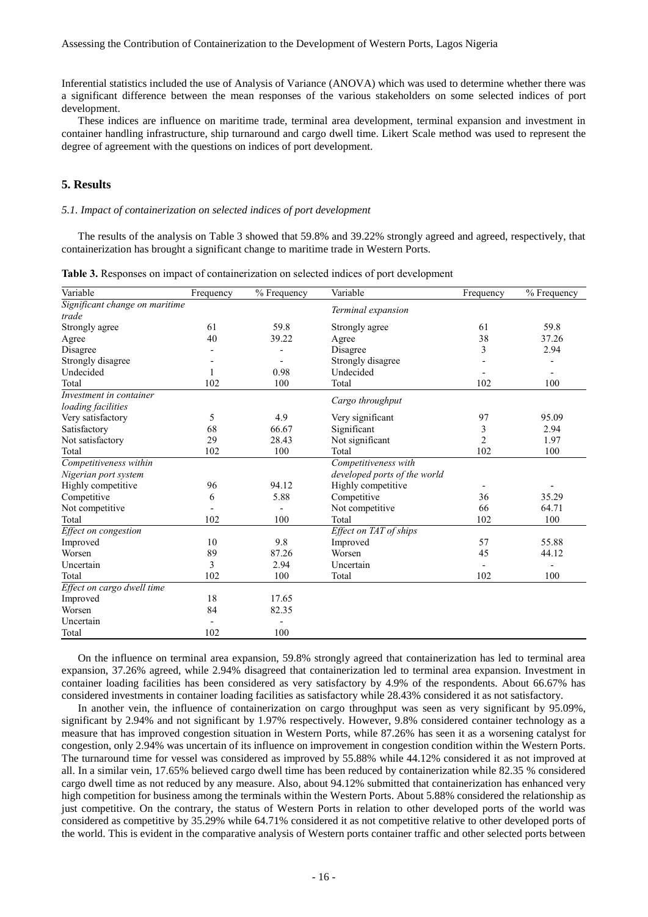Inferential statistics included the use of Analysis of Variance (ANOVA) which was used to determine whether there was a significant difference between the mean responses of the various stakeholders on some selected indices of port development.

These indices are influence on maritime trade, terminal area development, terminal expansion and investment in container handling infrastructure, ship turnaround and cargo dwell time. Likert Scale method was used to represent the degree of agreement with the questions on indices of port development.

## 5. Results

### *5.1. Impact of containerization on selected indices of port development*

The results of the analysis on Table 3 showed that 59.8% and 39.22% strongly agreed and agreed, respectively, that containerization has brought a significant change to maritime trade in Western Ports.

**Table 3.** Responses on impact of containerization on selected indices of port development

| Variable | Frequency | % Frequency | Variable | Frequency | % Frequency |
|---|---|---|---|---|---|
| *Significant change on maritime trade* | | | *Terminal expansion* | | |
| Strongly agree | 61 | 59.8 | Strongly agree | 61 | 59.8 |
| Agree | 40 | 39.22 | Agree | 38 | 37.26 |
| Disagree | - | - | Disagree | 3 | 2.94 |
| Strongly disagree | - | - | Strongly disagree | - | - |
| Undecided | 1 | 0.98 | Undecided | - | - |
| Total | 102 | 100 | Total | 102 | 100 |
| *Investment in container loading facilities* | | | *Cargo throughput* | | |
| Very satisfactory | 5 | 4.9 | Very significant | 97 | 95.09 |
| Satisfactory | 68 | 66.67 | Significant | 3 | 2.94 |
| Not satisfactory | 29 | 28.43 | Not significant | 2 | 1.97 |
| Total | 102 | 100 | Total | 102 | 100 |
| *Competitiveness within Nigerian port system* | | | *Competitiveness with developed ports of the world* | | |
| Highly competitive | 96 | 94.12 | Highly competitive | - | - |
| Competitive | 6 | 5.88 | Competitive | 36 | 35.29 |
| Not competitive | - | - | Not competitive | 66 | 64.71 |
| Total | 102 | 100 | Total | 102 | 100 |
| *Effect on congestion* | | | *Effect on TAT of ships* | | |
| Improved | 10 | 9.8 | Improved | 57 | 55.88 |
| Worsen | 89 | 87.26 | Worsen | 45 | 44.12 |
| Uncertain | 3 | 2.94 | Uncertain | - | - |
| Total | 102 | 100 | Total | 102 | 100 |
| *Effect on cargo dwell time* | | | | | |
| Improved | 18 | 17.65 | | | |
| Worsen | 84 | 82.35 | | | |
| Uncertain | - | - | | | |
| Total | 102 | 100 | | | |

On the influence on terminal area expansion, 59.8% strongly agreed that containerization has led to terminal area expansion, 37.26% agreed, while 2.94% disagreed that containerization led to terminal area expansion. Investment in container loading facilities has been considered as very satisfactory by 4.9% of the respondents. About 66.67% has considered investments in container loading facilities as satisfactory while 28.43% considered it as not satisfactory.

In another vein, the influence of containerization on cargo throughput was seen as very significant by 95.09%, significant by 2.94% and not significant by 1.97% respectively. However, 9.8% considered container technology as a measure that has improved congestion situation in Western Ports, while 87.26% has seen it as a worsening catalyst for congestion, only 2.94% was uncertain of its influence on improvement in congestion condition within the Western Ports. The turnaround time for vessel was considered as improved by 55.88% while 44.12% considered it as not improved at all. In a similar vein, 17.65% believed cargo dwell time has been reduced by containerization while 82.35 % considered cargo dwell time as not reduced by any measure. Also, about 94.12% submitted that containerization has enhanced very high competition for business among the terminals within the Western Ports. About 5.88% considered the relationship as just competitive. On the contrary, the status of Western Ports in relation to other developed ports of the world was considered as competitive by 35.29% while 64.71% considered it as not competitive relative to other developed ports of the world. This is evident in the comparative analysis of Western ports container traffic and other selected ports between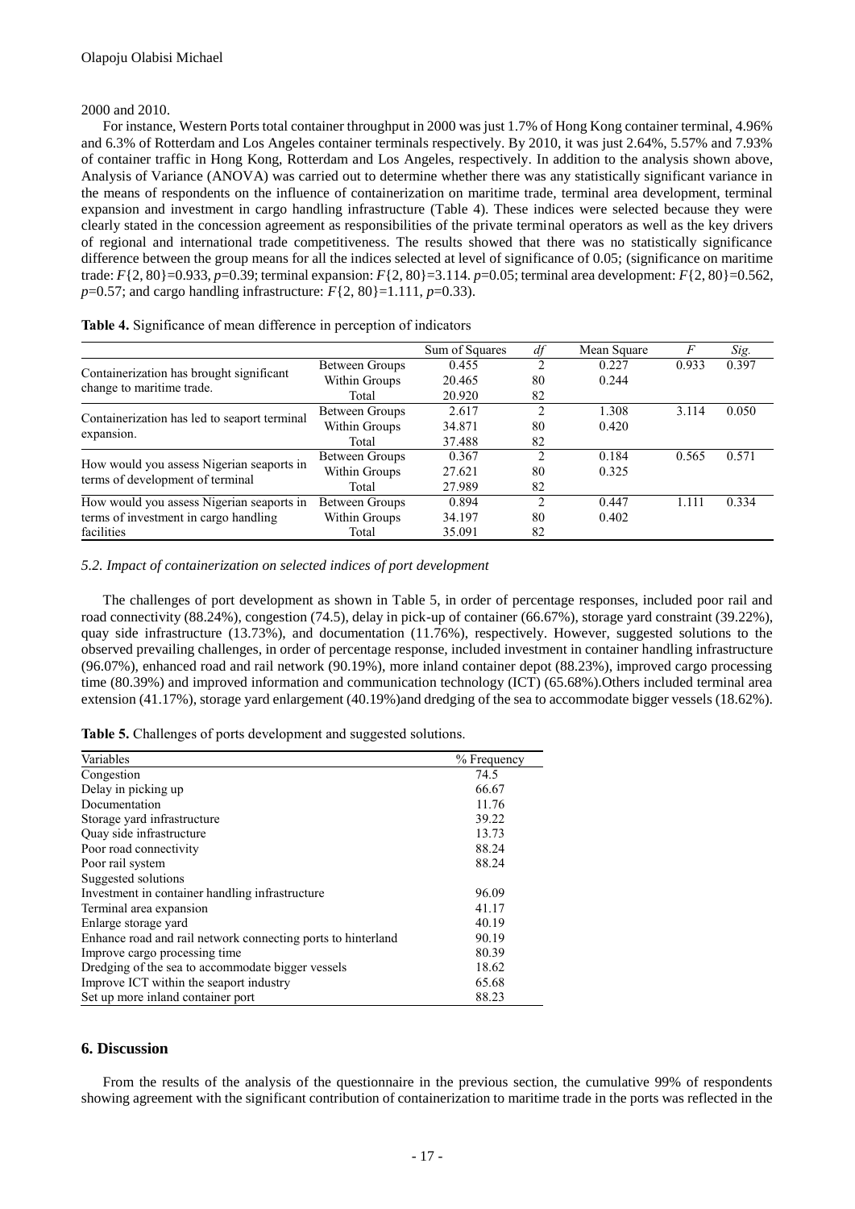2000 and 2010.

For instance, Western Ports total container throughput in 2000 was just 1.7% of Hong Kong container terminal, 4.96% and 6.3% of Rotterdam and Los Angeles container terminals respectively. By 2010, it was just 2.64%, 5.57% and 7.93% of container traffic in Hong Kong, Rotterdam and Los Angeles, respectively. In addition to the analysis shown above, Analysis of Variance (ANOVA) was carried out to determine whether there was any statistically significant variance in the means of respondents on the influence of containerization on maritime trade, terminal area development, terminal expansion and investment in cargo handling infrastructure (Table 4). These indices were selected because they were clearly stated in the concession agreement as responsibilities of the private terminal operators as well as the key drivers of regional and international trade competitiveness. The results showed that there was no statistically significance difference between the group means for all the indices selected at level of significance of 0.05; (significance on maritime trade: $F\{2, 80\}=0.933$, $p=0.39$; terminal expansion: $F\{2, 80\}=3.114$. $p=0.05$; terminal area development: $F\{2, 80\}=0.562$, $p=0.57$; and cargo handling infrastructure: $F\{2, 80\}=1.111$, $p=0.33$).

**Table 4.** Significance of mean difference in perception of indicators

| | | Sum of Squares | *df* | Mean Square | *F* | *Sig.* |
|---|---|---|---|---|---|---|
| Containerization has brought significant change to maritime trade. | Between Groups | 0.455 | 2 | 0.227 | 0.933 | 0.397 |
| | Within Groups | 20.465 | 80 | 0.244 | | |
| | Total | 20.920 | 82 | | | |
| Containerization has led to seaport terminal expansion. | Between Groups | 2.617 | 2 | 1.308 | 3.114 | 0.050 |
| | Within Groups | 34.871 | 80 | 0.420 | | |
| | Total | 37.488 | 82 | | | |
| How would you assess Nigerian seaports in terms of development of terminal | Between Groups | 0.367 | 2 | 0.184 | 0.565 | 0.571 |
| | Within Groups | 27.621 | 80 | 0.325 | | |
| | Total | 27.989 | 82 | | | |
| How would you assess Nigerian seaports in terms of investment in cargo handling facilities | Between Groups | 0.894 | 2 | 0.447 | 1.111 | 0.334 |
| | Within Groups | 34.197 | 80 | 0.402 | | |
| | Total | 35.091 | 82 | | | |

*5.2. Impact of containerization on selected indices of port development*

The challenges of port development as shown in Table 5, in order of percentage responses, included poor rail and road connectivity (88.24%), congestion (74.5), delay in pick-up of container (66.67%), storage yard constraint (39.22%), quay side infrastructure (13.73%), and documentation (11.76%), respectively. However, suggested solutions to the observed prevailing challenges, in order of percentage response, included investment in container handling infrastructure (96.07%), enhanced road and rail network (90.19%), more inland container depot (88.23%), improved cargo processing time (80.39%) and improved information and communication technology (ICT) (65.68%).Others included terminal area extension (41.17%), storage yard enlargement (40.19%)and dredging of the sea to accommodate bigger vessels (18.62%).

**Table 5.** Challenges of ports development and suggested solutions.

| Variables | % Frequency |
|---|---|
| Congestion | 74.5 |
| Delay in picking up | 66.67 |
| Documentation | 11.76 |
| Storage yard infrastructure | 39.22 |
| Quay side infrastructure | 13.73 |
| Poor road connectivity | 88.24 |
| Poor rail system | 88.24 |
| Suggested solutions | |
| Investment in container handling infrastructure | 96.09 |
| Terminal area expansion | 41.17 |
| Enlarge storage yard | 40.19 |
| Enhance road and rail network connecting ports to hinterland | 90.19 |
| Improve cargo processing time | 80.39 |
| Dredging of the sea to accommodate bigger vessels | 18.62 |
| Improve ICT within the seaport industry | 65.68 |
| Set up more inland container port | 88.23 |

## 6. Discussion

From the results of the analysis of the questionnaire in the previous section, the cumulative 99% of respondents showing agreement with the significant contribution of containerization to maritime trade in the ports was reflected in the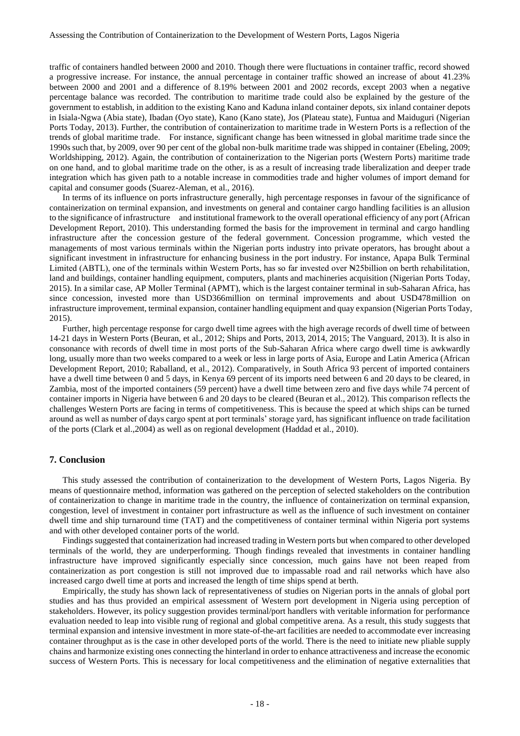traffic of containers handled between 2000 and 2010. Though there were fluctuations in container traffic, record showed a progressive increase. For instance, the annual percentage in container traffic showed an increase of about 41.23% between 2000 and 2001 and a difference of 8.19% between 2001 and 2002 records, except 2003 when a negative percentage balance was recorded. The contribution to maritime trade could also be explained by the gesture of the government to establish, in addition to the existing Kano and Kaduna inland container depots, six inland container depots in Isiala-Ngwa (Abia state), Ibadan (Oyo state), Kano (Kano state), Jos (Plateau state), Funtua and Maiduguri (Nigerian Ports Today, 2013). Further, the contribution of containerization to maritime trade in Western Ports is a reflection of the trends of global maritime trade. For instance, significant change has been witnessed in global maritime trade since the 1990s such that, by 2009, over 90 per cent of the global non-bulk maritime trade was shipped in container (Ebeling, 2009; Worldshipping, 2012). Again, the contribution of containerization to the Nigerian ports (Western Ports) maritime trade on one hand, and to global maritime trade on the other, is as a result of increasing trade liberalization and deeper trade integration which has given path to a notable increase in commodities trade and higher volumes of import demand for capital and consumer goods (Suarez-Aleman, et al., 2016).

In terms of its influence on ports infrastructure generally, high percentage responses in favour of the significance of containerization on terminal expansion, and investments on general and container cargo handling facilities is an allusion to the significance of infrastructure and institutional framework to the overall operational efficiency of any port (African Development Report, 2010). This understanding formed the basis for the improvement in terminal and cargo handling infrastructure after the concession gesture of the federal government. Concession programme, which vested the managements of most various terminals within the Nigerian ports industry into private operators, has brought about a significant investment in infrastructure for enhancing business in the port industry. For instance, Apapa Bulk Terminal Limited (ABTL), one of the terminals within Western Ports, has so far invested over ₦25billion on berth rehabilitation, land and buildings, container handling equipment, computers, plants and machineries acquisition (Nigerian Ports Today, 2015). In a similar case, AP Moller Terminal (APMT), which is the largest container terminal in sub-Saharan Africa, has since concession, invested more than USD366million on terminal improvements and about USD478million on infrastructure improvement, terminal expansion, container handling equipment and quay expansion (Nigerian Ports Today, 2015).

Further, high percentage response for cargo dwell time agrees with the high average records of dwell time of between 14-21 days in Western Ports (Beuran, et al., 2012; Ships and Ports, 2013, 2014, 2015; The Vanguard, 2013). It is also in consonance with records of dwell time in most ports of the Sub-Saharan Africa where cargo dwell time is awkwardly long, usually more than two weeks compared to a week or less in large ports of Asia, Europe and Latin America (African Development Report, 2010; Raballand, et al., 2012). Comparatively, in South Africa 93 percent of imported containers have a dwell time between 0 and 5 days, in Kenya 69 percent of its imports need between 6 and 20 days to be cleared, in Zambia, most of the imported containers (59 percent) have a dwell time between zero and five days while 74 percent of container imports in Nigeria have between 6 and 20 days to be cleared (Beuran et al., 2012). This comparison reflects the challenges Western Ports are facing in terms of competitiveness. This is because the speed at which ships can be turned around as well as number of days cargo spent at port terminals' storage yard, has significant influence on trade facilitation of the ports (Clark et al.,2004) as well as on regional development (Haddad et al., 2010).

## 7. Conclusion

This study assessed the contribution of containerization to the development of Western Ports, Lagos Nigeria. By means of questionnaire method, information was gathered on the perception of selected stakeholders on the contribution of containerization to change in maritime trade in the country, the influence of containerization on terminal expansion, congestion, level of investment in container port infrastructure as well as the influence of such investment on container dwell time and ship turnaround time (TAT) and the competitiveness of container terminal within Nigeria port systems and with other developed container ports of the world.

Findings suggested that containerization had increased trading in Western ports but when compared to other developed terminals of the world, they are underperforming. Though findings revealed that investments in container handling infrastructure have improved significantly especially since concession, much gains have not been reaped from containerization as port congestion is still not improved due to impassable road and rail networks which have also increased cargo dwell time at ports and increased the length of time ships spend at berth.

Empirically, the study has shown lack of representativeness of studies on Nigerian ports in the annals of global port studies and has thus provided an empirical assessment of Western port development in Nigeria using perception of stakeholders. However, its policy suggestion provides terminal/port handlers with veritable information for performance evaluation needed to leap into visible rung of regional and global competitive arena. As a result, this study suggests that terminal expansion and intensive investment in more state-of-the-art facilities are needed to accommodate ever increasing container throughput as is the case in other developed ports of the world. There is the need to initiate new pliable supply chains and harmonize existing ones connecting the hinterland in order to enhance attractiveness and increase the economic success of Western Ports. This is necessary for local competitiveness and the elimination of negative externalities that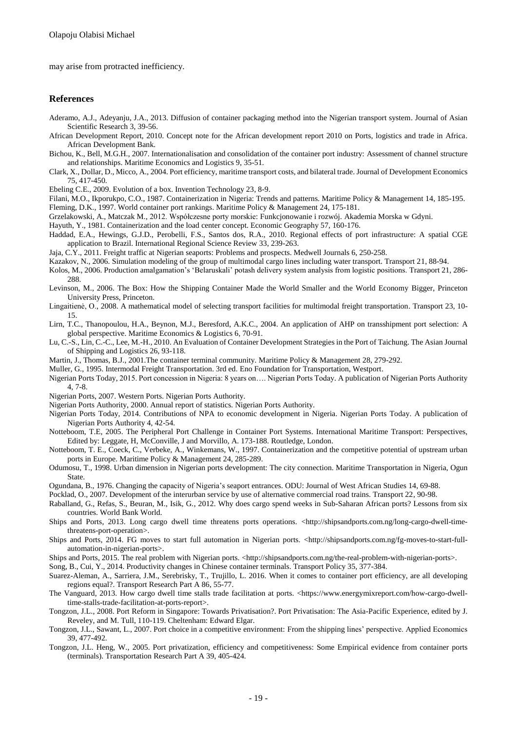may arise from protracted inefficiency.

## References

Aderamo, A.J., Adeyanju, J.A., 2013. Diffusion of container packaging method into the Nigerian transport system. Journal of Asian Scientific Research 3, 39-56.

African Development Report, 2010. Concept note for the African development report 2010 on Ports, logistics and trade in Africa. African Development Bank.

Bichou, K., Bell, M.G.H., 2007. Internationalisation and consolidation of the container port industry: Assessment of channel structure and relationships. Maritime Economics and Logistics 9, 35-51.

Clark, X., Dollar, D., Micco, A., 2004. Port efficiency, maritime transport costs, and bilateral trade. Journal of Development Economics 75, 417-450.

Ebeling C.E., 2009. Evolution of a box. Invention Technology 23, 8-9.

Filani, M.O., Ikporukpo, C.O., 1987. Containerization in Nigeria: Trends and patterns. Maritime Policy & Management 14, 185-195.

Fleming, D.K., 1997. World container port rankings. Maritime Policy & Management 24, 175-181.

Grzelakowski, A., Matczak M., 2012. Współczesne porty morskie: Funkcjonowanie i rozwój. Akademia Morska w Gdyni.

Hayuth, Y., 1981. Containerization and the load center concept. Economic Geography 57, 160-176.

Haddad, E.A., Hewings, G.J.D., Perobelli, F.S., Santos dos, R.A., 2010. Regional effects of port infrastructure: A spatial CGE application to Brazil. International Regional Science Review 33, 239-263.

Jaja, C.Y., 2011. Freight traffic at Nigerian seaports: Problems and prospects. Medwell Journals 6, 250-258.

Kazakov, N., 2006. Simulation modeling of the group of multimodal cargo lines including water transport. Transport 21, 88-94.

Kolos, M., 2006. Production amalgamation's 'Belaruskali' potash delivery system analysis from logistic positions. Transport 21, 286-288.

Levinson, M., 2006. The Box: How the Shipping Container Made the World Smaller and the World Economy Bigger, Princeton University Press, Princeton.

Lingaitienė, O., 2008. A mathematical model of selecting transport facilities for multimodal freight transportation. Transport 23, 10-15.

Lirn, T.C., Thanopoulou, H.A., Beynon, M.J., Beresford, A.K.C., 2004. An application of AHP on transshipment port selection: A global perspective. Maritime Economics & Logistics 6, 70-91.

Lu, C.-S., Lin, C.-C., Lee, M.-H., 2010. An Evaluation of Container Development Strategies in the Port of Taichung. The Asian Journal of Shipping and Logistics 26, 93-118.

Martin, J., Thomas, B.J., 2001.The container terminal community. Maritime Policy & Management 28, 279-292.

Muller, G., 1995. Intermodal Freight Transportation. 3rd ed. Eno Foundation for Transportation, Westport.

Nigerian Ports Today, 2015. Port concession in Nigeria: 8 years on…. Nigerian Ports Today. A publication of Nigerian Ports Authority 4, 7-8.

Nigerian Ports, 2007. Western Ports. Nigerian Ports Authority.

Nigerian Ports Authority, 2000. Annual report of statistics. Nigerian Ports Authority.

Nigerian Ports Today, 2014. Contributions of NPA to economic development in Nigeria. Nigerian Ports Today. A publication of Nigerian Ports Authority 4, 42-54.

Notteboom, T.E, 2005. The Peripheral Port Challenge in Container Port Systems. International Maritime Transport: Perspectives, Edited by: Leggate, H, McConville, J and Morvillo, A. 173-188. Routledge, London.

Notteboom, T. E., Coeck, C., Verbeke, A., Winkemans, W., 1997. Containerization and the competitive potential of upstream urban ports in Europe. Maritime Policy & Management 24, 285-289.

Odumosu, T., 1998. Urban dimension in Nigerian ports development: The city connection. Maritime Transportation in Nigeria, Ogun State.

Ogundana, B., 1976. Changing the capacity of Nigeria's seaport entrances. ODU: Journal of West African Studies 14, 69-88.

Pocklad, O., 2007. Development of the interurban service by use of alternative commercial road trains. Transport 22, 90-98.

Raballand, G., Refas, S., Beuran, M., Isik, G., 2012. Why does cargo spend weeks in Sub-Saharan African ports? Lessons from six countries. World Bank World.

Ships and Ports, 2013. Long cargo dwell time threatens ports operations. <http://shipsandports.com.ng/long-cargo-dwell-time-threatens-port-operation>.

Ships and Ports, 2014. FG moves to start full automation in Nigerian ports. <http://shipsandports.com.ng/fg-moves-to-start-full-automation-in-nigerian-ports>.

Ships and Ports, 2015. The real problem with Nigerian ports. <http://shipsandports.com.ng/the-real-problem-with-nigerian-ports>.

Song, B., Cui, Y., 2014. Productivity changes in Chinese container terminals. Transport Policy 35, 377-384.

Suarez-Aleman, A., Sarriera, J.M., Serebrisky, T., Trujillo, L. 2016. When it comes to container port efficiency, are all developing regions equal?. Transport Research Part A 86, 55-77.

The Vanguard, 2013. How cargo dwell time stalls trade facilitation at ports. <https://www.energymixreport.com/how-cargo-dwell-time-stalls-trade-facilitation-at-ports-report>.

Tongzon, J.L., 2008. Port Reform in Singapore: Towards Privatisation?. Port Privatisation: The Asia-Pacific Experience, edited by J. Reveley, and M. Tull, 110-119. Cheltenham: Edward Elgar.

Tongzon, J.L., Sawant, L., 2007. Port choice in a competitive environment: From the shipping lines' perspective. Applied Economics 39, 477-492.

Tongzon, J.L. Heng, W., 2005. Port privatization, efficiency and competitiveness: Some Empirical evidence from container ports (terminals). Transportation Research Part A 39, 405-424.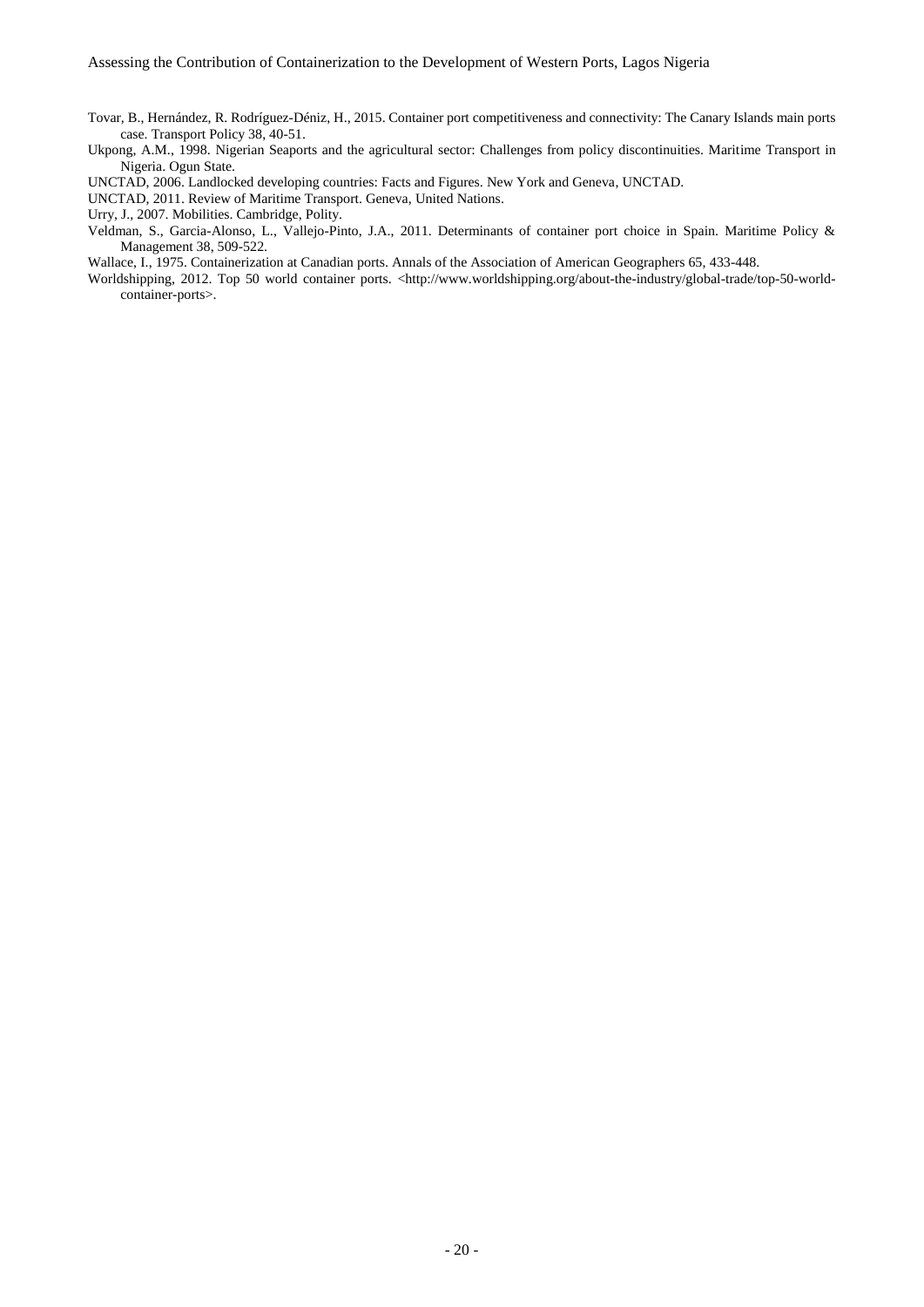Tovar, B., Hernández, R. Rodríguez-Déniz, H., 2015. Container port competitiveness and connectivity: The Canary Islands main ports case. Transport Policy 38, 40-51.

Ukpong, A.M., 1998. Nigerian Seaports and the agricultural sector: Challenges from policy discontinuities. Maritime Transport in Nigeria. Ogun State.

UNCTAD, 2006. Landlocked developing countries: Facts and Figures. New York and Geneva, UNCTAD.

UNCTAD, 2011. Review of Maritime Transport. Geneva, United Nations.

Urry, J., 2007. Mobilities. Cambridge, Polity.

Veldman, S., Garcia-Alonso, L., Vallejo-Pinto, J.A., 2011. Determinants of container port choice in Spain. Maritime Policy & Management 38, 509-522.

Wallace, I., 1975. Containerization at Canadian ports. Annals of the Association of American Geographers 65, 433-448.

Worldshipping, 2012. Top 50 world container ports. <http://www.worldshipping.org/about-the-industry/global-trade/top-50-world-container-ports>.